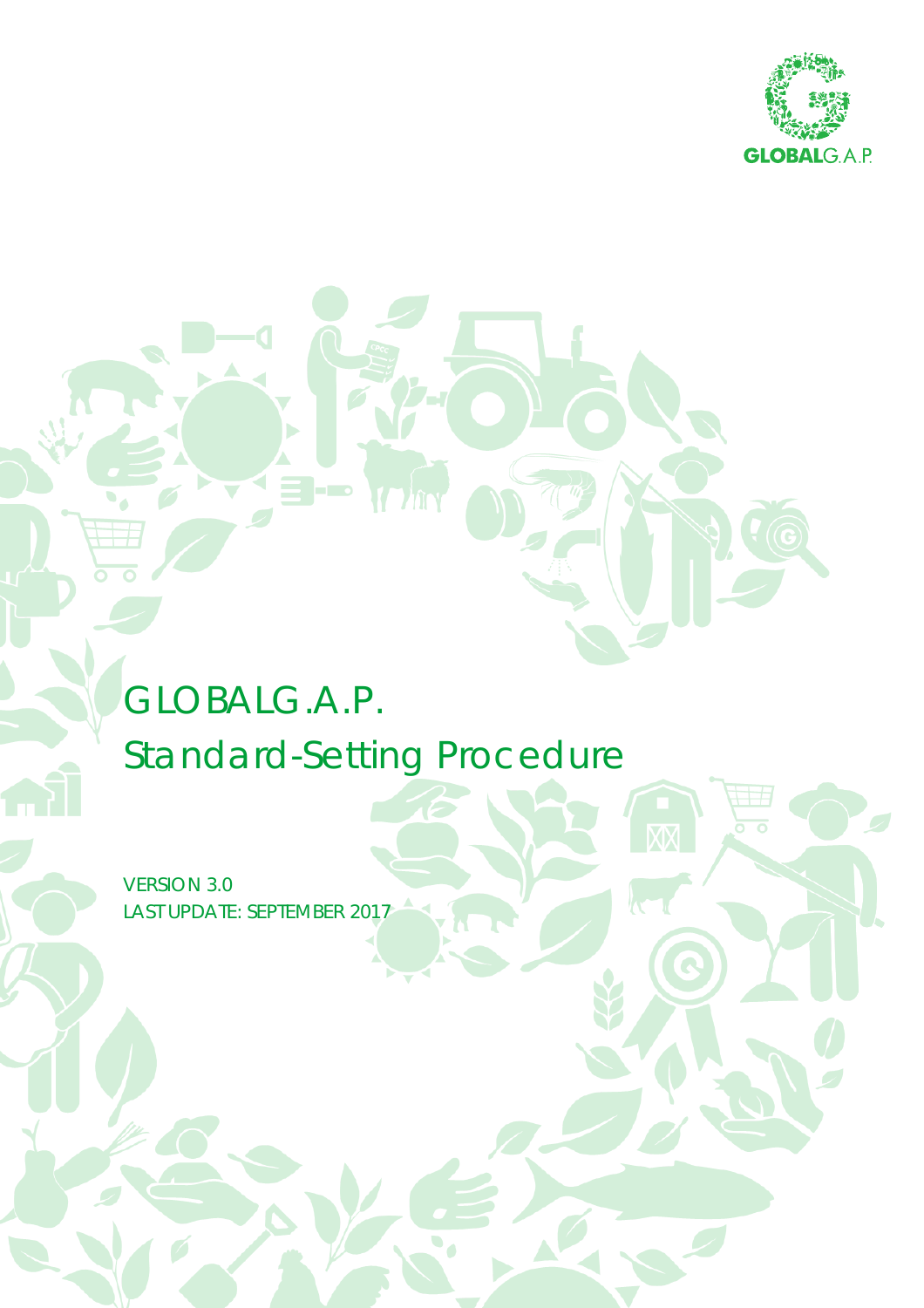# GLOBALG.A.P.
# Standard-Setting Procedure

VERSION 3.0
LAST UPDATE: SEPTEMBER 2017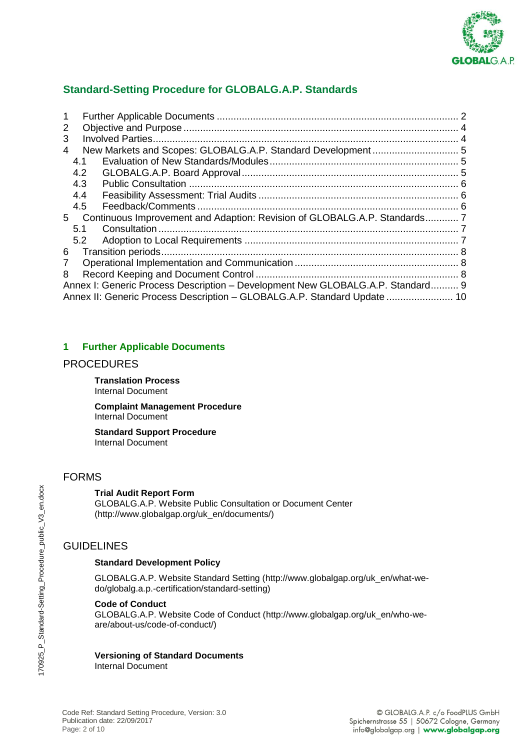## Standard-Setting Procedure for GLOBALG.A.P. Standards

1 Further Applicable Documents ........ 2
2 Objective and Purpose ........ 4
3 Involved Parties ........ 4
4 New Markets and Scopes: GLOBALG.A.P. Standard Development ........ 5
  4.1 Evaluation of New Standards/Modules ........ 5
  4.2 GLOBALG.A.P. Board Approval ........ 5
  4.3 Public Consultation ........ 6
  4.4 Feasibility Assessment: Trial Audits ........ 6
  4.5 Feedback/Comments ........ 6
5 Continuous Improvement and Adaption: Revision of GLOBALG.A.P. Standards ........ 7
  5.1 Consultation ........ 7
  5.2 Adoption to Local Requirements ........ 7
6 Transition periods ........ 8
7 Operational Implementation and Communication ........ 8
8 Record Keeping and Document Control ........ 8
Annex I: Generic Process Description – Development New GLOBALG.A.P. Standard ........ 9
Annex II: Generic Process Description – GLOBALG.A.P. Standard Update ........ 10

## 1 Further Applicable Documents

### PROCEDURES

**Translation Process**
Internal Document

**Complaint Management Procedure**
Internal Document

**Standard Support Procedure**
Internal Document

### FORMS

**Trial Audit Report Form**
GLOBALG.A.P. Website Public Consultation or Document Center (http://www.globalgap.org/uk_en/documents/)

### GUIDELINES

**Standard Development Policy**

GLOBALG.A.P. Website Standard Setting (http://www.globalgap.org/uk_en/what-we-do/globalg.a.p.-certification/standard-setting)

**Code of Conduct**
GLOBALG.A.P. Website Code of Conduct (http://www.globalgap.org/uk_en/who-we-are/about-us/code-of-conduct/)

**Versioning of Standard Documents**
Internal Document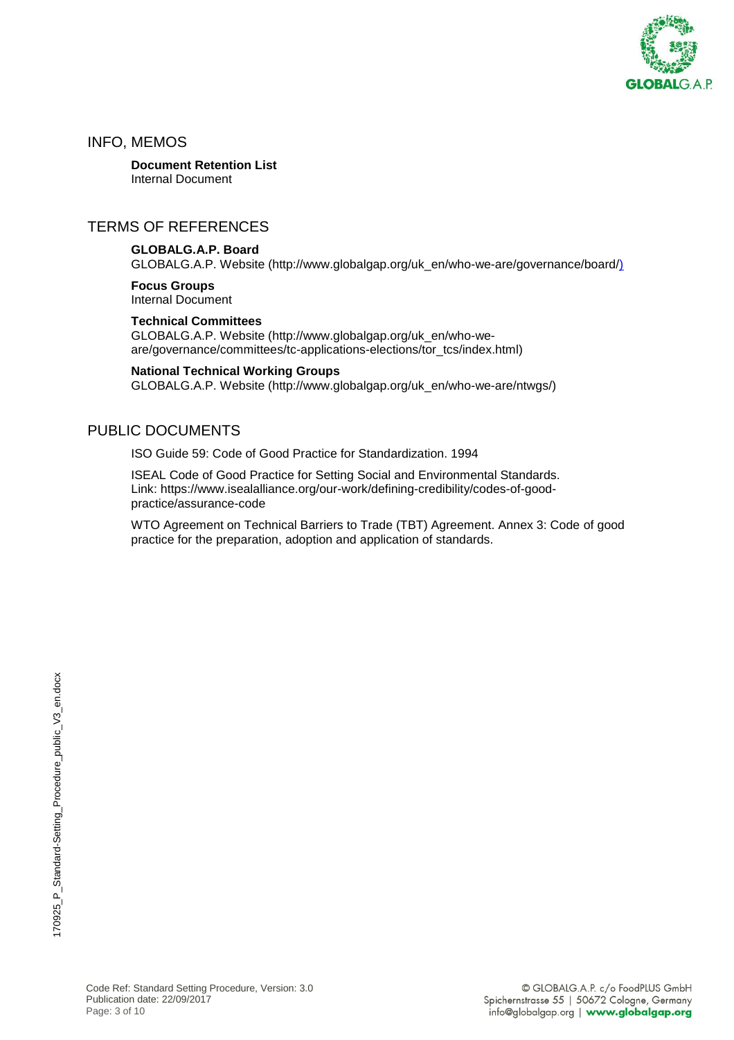## INFO, MEMOS

**Document Retention List**
Internal Document

## TERMS OF REFERENCES

**GLOBALG.A.P. Board**
GLOBALG.A.P. Website (http://www.globalgap.org/uk_en/who-we-are/governance/board/)

**Focus Groups**
Internal Document

**Technical Committees**
GLOBALG.A.P. Website (http://www.globalgap.org/uk_en/who-we-are/governance/committees/tc-applications-elections/tor_tcs/index.html)

**National Technical Working Groups**
GLOBALG.A.P. Website (http://www.globalgap.org/uk_en/who-we-are/ntwgs/)

## PUBLIC DOCUMENTS

ISO Guide 59: Code of Good Practice for Standardization. 1994

ISEAL Code of Good Practice for Setting Social and Environmental Standards. Link: https://www.isealalliance.org/our-work/defining-credibility/codes-of-good-practice/assurance-code

WTO Agreement on Technical Barriers to Trade (TBT) Agreement. Annex 3: Code of good practice for the preparation, adoption and application of standards.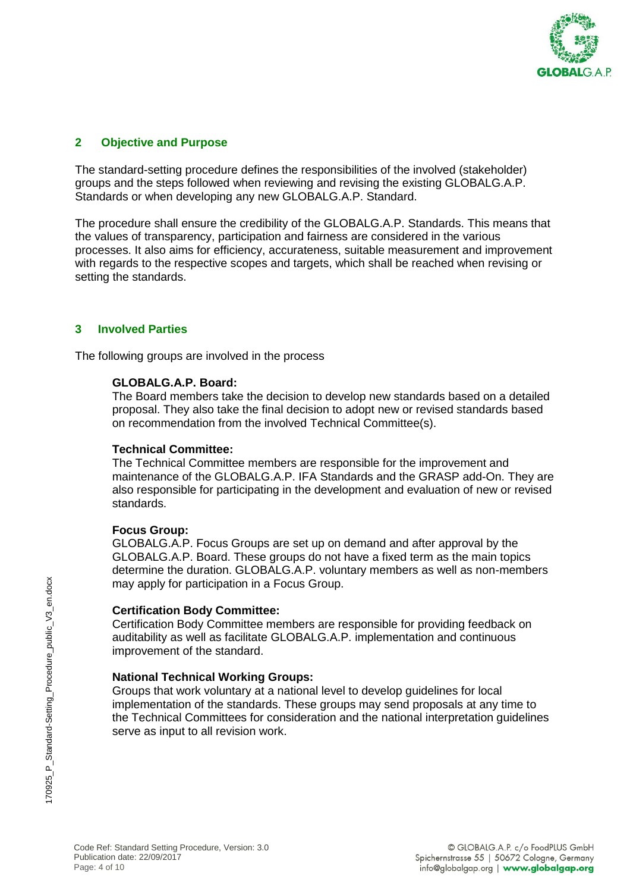## 2 Objective and Purpose

The standard-setting procedure defines the responsibilities of the involved (stakeholder) groups and the steps followed when reviewing and revising the existing GLOBALG.A.P. Standards or when developing any new GLOBALG.A.P. Standard.

The procedure shall ensure the credibility of the GLOBALG.A.P. Standards. This means that the values of transparency, participation and fairness are considered in the various processes. It also aims for efficiency, accurateness, suitable measurement and improvement with regards to the respective scopes and targets, which shall be reached when revising or setting the standards.

## 3 Involved Parties

The following groups are involved in the process

**GLOBALG.A.P. Board:**
The Board members take the decision to develop new standards based on a detailed proposal. They also take the final decision to adopt new or revised standards based on recommendation from the involved Technical Committee(s).

**Technical Committee:**
The Technical Committee members are responsible for the improvement and maintenance of the GLOBALG.A.P. IFA Standards and the GRASP add-On. They are also responsible for participating in the development and evaluation of new or revised standards.

**Focus Group:**
GLOBALG.A.P. Focus Groups are set up on demand and after approval by the GLOBALG.A.P. Board. These groups do not have a fixed term as the main topics determine the duration. GLOBALG.A.P. voluntary members as well as non-members may apply for participation in a Focus Group.

**Certification Body Committee:**
Certification Body Committee members are responsible for providing feedback on auditability as well as facilitate GLOBALG.A.P. implementation and continuous improvement of the standard.

**National Technical Working Groups:**
Groups that work voluntary at a national level to develop guidelines for local implementation of the standards. These groups may send proposals at any time to the Technical Committees for consideration and the national interpretation guidelines serve as input to all revision work.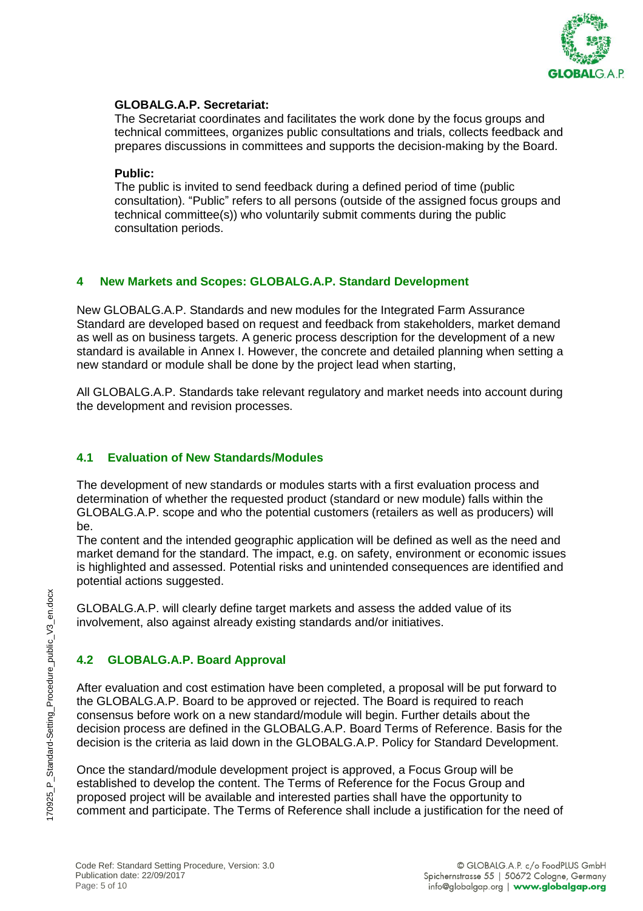**GLOBALG.A.P. Secretariat:**
The Secretariat coordinates and facilitates the work done by the focus groups and technical committees, organizes public consultations and trials, collects feedback and prepares discussions in committees and supports the decision-making by the Board.

**Public:**
The public is invited to send feedback during a defined period of time (public consultation). "Public" refers to all persons (outside of the assigned focus groups and technical committee(s)) who voluntarily submit comments during the public consultation periods.

## 4 New Markets and Scopes: GLOBALG.A.P. Standard Development

New GLOBALG.A.P. Standards and new modules for the Integrated Farm Assurance Standard are developed based on request and feedback from stakeholders, market demand as well as on business targets. A generic process description for the development of a new standard is available in Annex I. However, the concrete and detailed planning when setting a new standard or module shall be done by the project lead when starting,

All GLOBALG.A.P. Standards take relevant regulatory and market needs into account during the development and revision processes.

### 4.1 Evaluation of New Standards/Modules

The development of new standards or modules starts with a first evaluation process and determination of whether the requested product (standard or new module) falls within the GLOBALG.A.P. scope and who the potential customers (retailers as well as producers) will be.
The content and the intended geographic application will be defined as well as the need and market demand for the standard. The impact, e.g. on safety, environment or economic issues is highlighted and assessed. Potential risks and unintended consequences are identified and potential actions suggested.

GLOBALG.A.P. will clearly define target markets and assess the added value of its involvement, also against already existing standards and/or initiatives.

### 4.2 GLOBALG.A.P. Board Approval

After evaluation and cost estimation have been completed, a proposal will be put forward to the GLOBALG.A.P. Board to be approved or rejected. The Board is required to reach consensus before work on a new standard/module will begin. Further details about the decision process are defined in the GLOBALG.A.P. Board Terms of Reference. Basis for the decision is the criteria as laid down in the GLOBALG.A.P. Policy for Standard Development.

Once the standard/module development project is approved, a Focus Group will be established to develop the content. The Terms of Reference for the Focus Group and proposed project will be available and interested parties shall have the opportunity to comment and participate. The Terms of Reference shall include a justification for the need of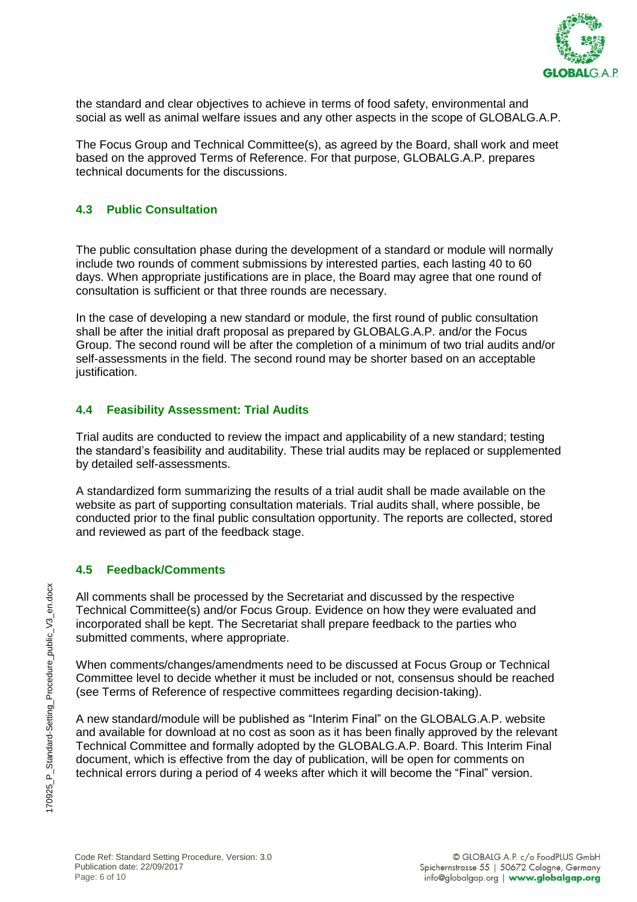the standard and clear objectives to achieve in terms of food safety, environmental and social as well as animal welfare issues and any other aspects in the scope of GLOBALG.A.P.

The Focus Group and Technical Committee(s), as agreed by the Board, shall work and meet based on the approved Terms of Reference. For that purpose, GLOBALG.A.P. prepares technical documents for the discussions.

## 4.3 Public Consultation

The public consultation phase during the development of a standard or module will normally include two rounds of comment submissions by interested parties, each lasting 40 to 60 days. When appropriate justifications are in place, the Board may agree that one round of consultation is sufficient or that three rounds are necessary.

In the case of developing a new standard or module, the first round of public consultation shall be after the initial draft proposal as prepared by GLOBALG.A.P. and/or the Focus Group. The second round will be after the completion of a minimum of two trial audits and/or self-assessments in the field. The second round may be shorter based on an acceptable justification.

## 4.4 Feasibility Assessment: Trial Audits

Trial audits are conducted to review the impact and applicability of a new standard; testing the standard's feasibility and auditability. These trial audits may be replaced or supplemented by detailed self-assessments.

A standardized form summarizing the results of a trial audit shall be made available on the website as part of supporting consultation materials. Trial audits shall, where possible, be conducted prior to the final public consultation opportunity. The reports are collected, stored and reviewed as part of the feedback stage.

## 4.5 Feedback/Comments

All comments shall be processed by the Secretariat and discussed by the respective Technical Committee(s) and/or Focus Group. Evidence on how they were evaluated and incorporated shall be kept. The Secretariat shall prepare feedback to the parties who submitted comments, where appropriate.

When comments/changes/amendments need to be discussed at Focus Group or Technical Committee level to decide whether it must be included or not, consensus should be reached (see Terms of Reference of respective committees regarding decision-taking).

A new standard/module will be published as "Interim Final" on the GLOBALG.A.P. website and available for download at no cost as soon as it has been finally approved by the relevant Technical Committee and formally adopted by the GLOBALG.A.P. Board. This Interim Final document, which is effective from the day of publication, will be open for comments on technical errors during a period of 4 weeks after which it will become the "Final" version.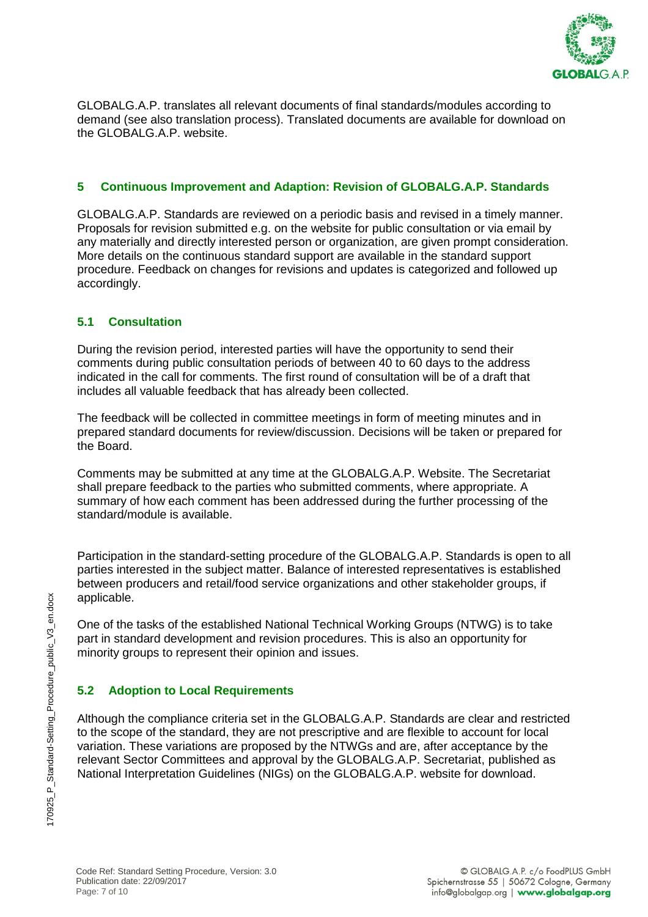GLOBALG.A.P. translates all relevant documents of final standards/modules according to demand (see also translation process). Translated documents are available for download on the GLOBALG.A.P. website.

## 5 Continuous Improvement and Adaption: Revision of GLOBALG.A.P. Standards

GLOBALG.A.P. Standards are reviewed on a periodic basis and revised in a timely manner. Proposals for revision submitted e.g. on the website for public consultation or via email by any materially and directly interested person or organization, are given prompt consideration. More details on the continuous standard support are available in the standard support procedure. Feedback on changes for revisions and updates is categorized and followed up accordingly.

### 5.1 Consultation

During the revision period, interested parties will have the opportunity to send their comments during public consultation periods of between 40 to 60 days to the address indicated in the call for comments. The first round of consultation will be of a draft that includes all valuable feedback that has already been collected.

The feedback will be collected in committee meetings in form of meeting minutes and in prepared standard documents for review/discussion. Decisions will be taken or prepared for the Board.

Comments may be submitted at any time at the GLOBALG.A.P. Website. The Secretariat shall prepare feedback to the parties who submitted comments, where appropriate. A summary of how each comment has been addressed during the further processing of the standard/module is available.

Participation in the standard-setting procedure of the GLOBALG.A.P. Standards is open to all parties interested in the subject matter. Balance of interested representatives is established between producers and retail/food service organizations and other stakeholder groups, if applicable.

One of the tasks of the established National Technical Working Groups (NTWG) is to take part in standard development and revision procedures. This is also an opportunity for minority groups to represent their opinion and issues.

### 5.2 Adoption to Local Requirements

Although the compliance criteria set in the GLOBALG.A.P. Standards are clear and restricted to the scope of the standard, they are not prescriptive and are flexible to account for local variation. These variations are proposed by the NTWGs and are, after acceptance by the relevant Sector Committees and approval by the GLOBALG.A.P. Secretariat, published as National Interpretation Guidelines (NIGs) on the GLOBALG.A.P. website for download.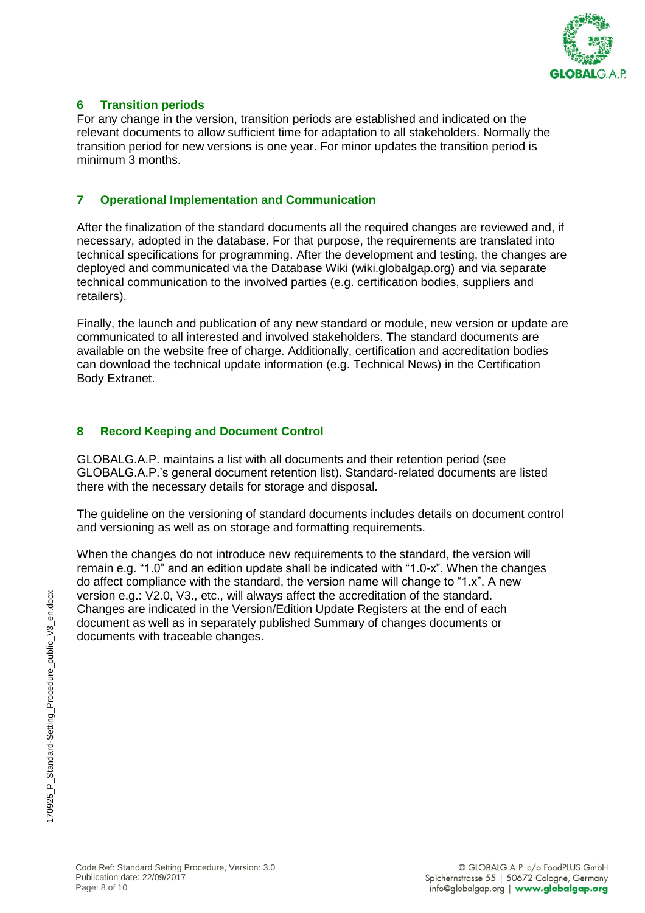## 6 Transition periods

For any change in the version, transition periods are established and indicated on the relevant documents to allow sufficient time for adaptation to all stakeholders. Normally the transition period for new versions is one year. For minor updates the transition period is minimum 3 months.

## 7 Operational Implementation and Communication

After the finalization of the standard documents all the required changes are reviewed and, if necessary, adopted in the database. For that purpose, the requirements are translated into technical specifications for programming. After the development and testing, the changes are deployed and communicated via the Database Wiki (wiki.globalgap.org) and via separate technical communication to the involved parties (e.g. certification bodies, suppliers and retailers).

Finally, the launch and publication of any new standard or module, new version or update are communicated to all interested and involved stakeholders. The standard documents are available on the website free of charge. Additionally, certification and accreditation bodies can download the technical update information (e.g. Technical News) in the Certification Body Extranet.

## 8 Record Keeping and Document Control

GLOBALG.A.P. maintains a list with all documents and their retention period (see GLOBALG.A.P.'s general document retention list). Standard-related documents are listed there with the necessary details for storage and disposal.

The guideline on the versioning of standard documents includes details on document control and versioning as well as on storage and formatting requirements.

When the changes do not introduce new requirements to the standard, the version will remain e.g. "1.0" and an edition update shall be indicated with "1.0-x". When the changes do affect compliance with the standard, the version name will change to "1.x". A new version e.g.: V2.0, V3., etc., will always affect the accreditation of the standard. Changes are indicated in the Version/Edition Update Registers at the end of each document as well as in separately published Summary of changes documents or documents with traceable changes.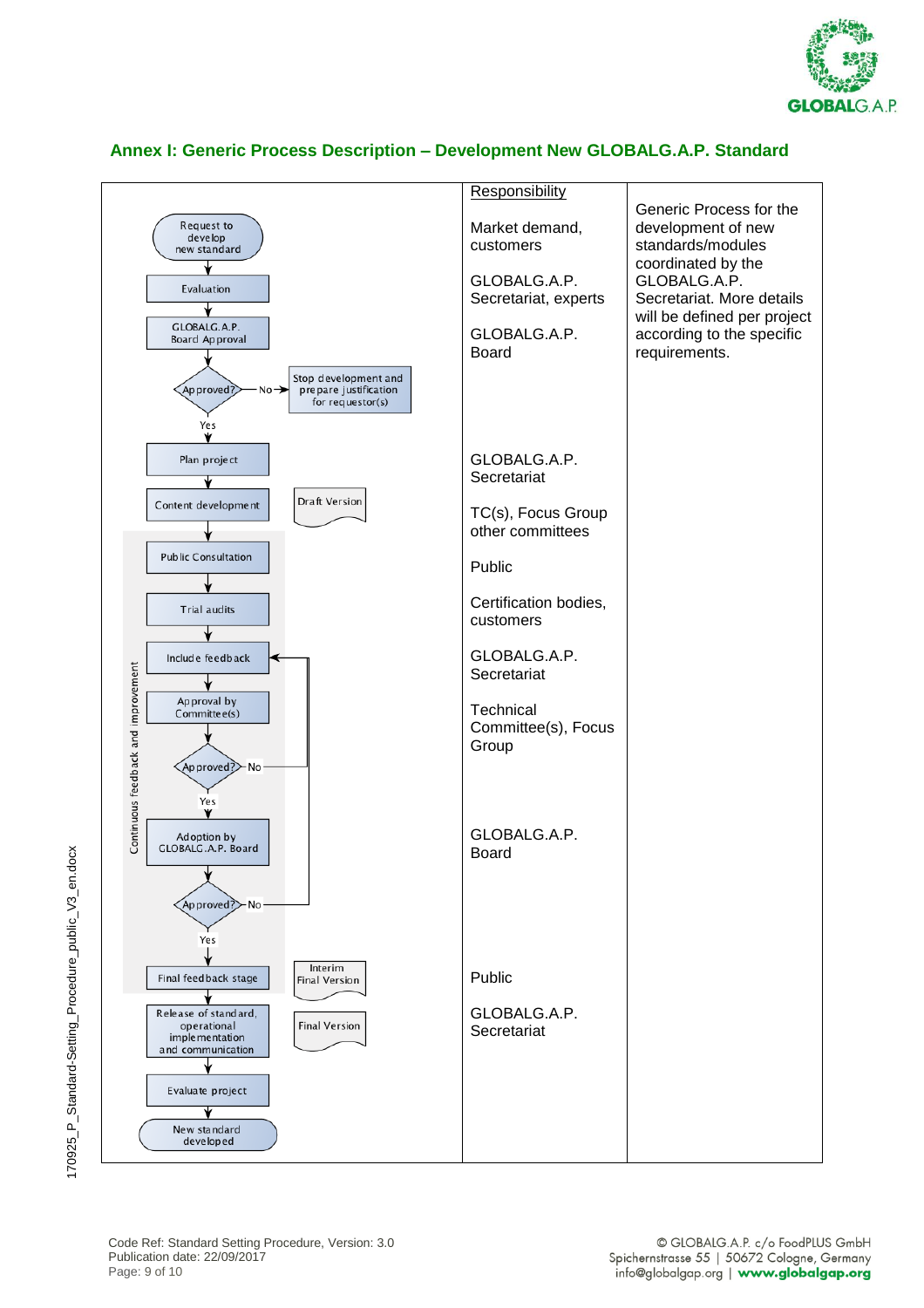## Annex I: Generic Process Description – Development New GLOBALG.A.P. Standard

| Process | Responsibility | |
|---|---|---|
| Request to develop new standard | Market demand, customers | Generic Process for the development of new standards/modules coordinated by the GLOBALG.A.P. Secretariat. More details will be defined per project according to the specific requirements. |
| Evaluation | GLOBALG.A.P. Secretariat, experts | |
| GLOBALG.A.P. Board Approval → Approved? (No → Stop development and prepare justification for requestor(s); Yes → continue) | GLOBALG.A.P. Board | |
| Plan project | GLOBALG.A.P. Secretariat | |
| Content development (Draft Version) | TC(s), Focus Group other committees | |
| Public Consultation | Public | |
| Trial audits | Certification bodies, customers | |
| Include feedback | GLOBALG.A.P. Secretariat | |
| Approval by Committee(s) → Approved? (No → Include feedback; Yes → continue) | Technical Committee(s), Focus Group | |
| Adoption by GLOBALG.A.P. Board → Approved? (No → Include feedback; Yes → continue) | GLOBALG.A.P. Board | |
| Final feedback stage (Interim Final Version) | Public | |
| Release of standard, operational implementation and communication (Final Version) | GLOBALG.A.P. Secretariat | |
| Evaluate project | | |
| New standard developed | | |

Continuous feedback and improvement (Public Consultation through Final feedback stage)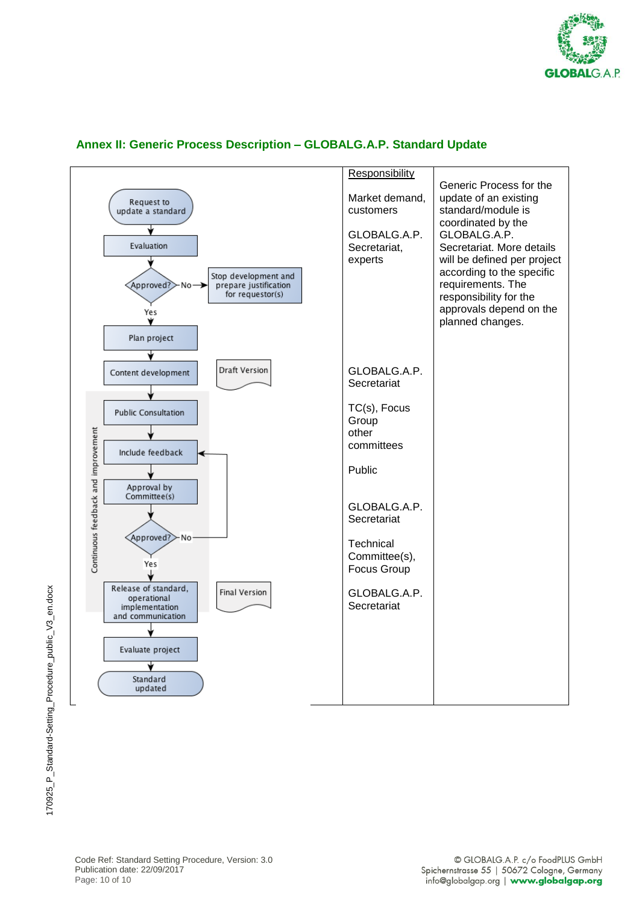## Annex II: Generic Process Description – GLOBALG.A.P. Standard Update

Request to update a standard

Evaluation

Approved? — No → Stop development and prepare justification for requestor(s)

Yes

Plan project

Content development — Draft Version

Continuous feedback and improvement

Public Consultation

Include feedback

Approval by Committee(s)

Approved? — No (→ Include feedback)

Yes

Release of standard, operational implementation and communication — Final Version

Evaluate project

Standard updated

**Responsibility**

Market demand, customers

GLOBALG.A.P. Secretariat, experts

GLOBALG.A.P. Secretariat

TC(s), Focus Group other committees

Public

GLOBALG.A.P. Secretariat

Technical Committee(s), Focus Group

GLOBALG.A.P. Secretariat

Generic Process for the update of an existing standard/module is coordinated by the GLOBALG.A.P. Secretariat. More details will be defined per project according to the specific requirements. The responsibility for the approvals depend on the planned changes.